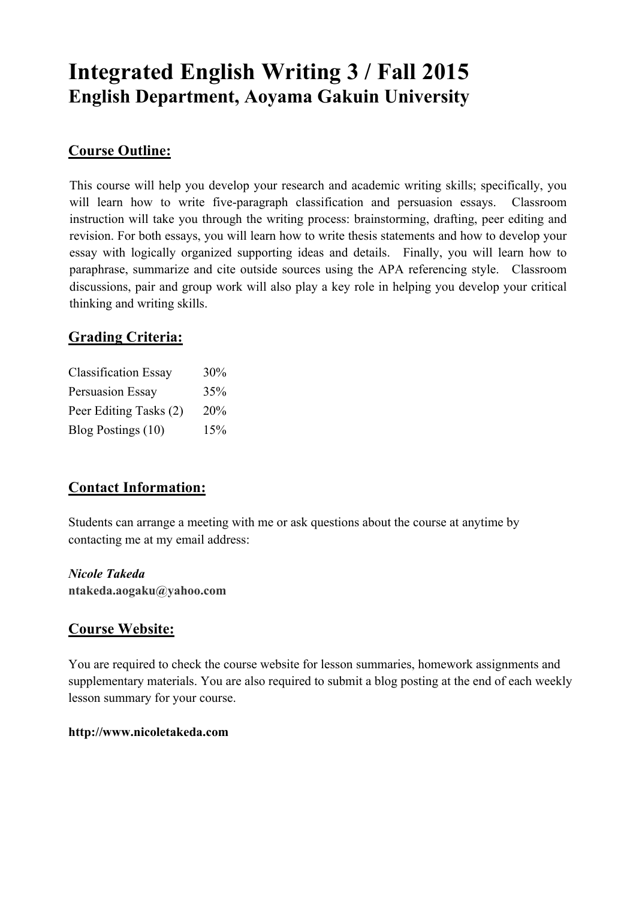# Integrated English Writing 3 / Fall 2015
## English Department, Aoyama Gakuin University

### Course Outline:

This course will help you develop your research and academic writing skills; specifically, you will learn how to write five-paragraph classification and persuasion essays. Classroom instruction will take you through the writing process: brainstorming, drafting, peer editing and revision. For both essays, you will learn how to write thesis statements and how to develop your essay with logically organized supporting ideas and details. Finally, you will learn how to paraphrase, summarize and cite outside sources using the APA referencing style. Classroom discussions, pair and group work will also play a key role in helping you develop your critical thinking and writing skills.

### Grading Criteria:

| | |
|---|---|
| Classification Essay | 30% |
| Persuasion Essay | 35% |
| Peer Editing Tasks (2) | 20% |
| Blog Postings (10) | 15% |

### Contact Information:

Students can arrange a meeting with me or ask questions about the course at anytime by contacting me at my email address:

***Nicole Takeda***
**ntakeda.aogaku@yahoo.com**

### Course Website:

You are required to check the course website for lesson summaries, homework assignments and supplementary materials. You are also required to submit a blog posting at the end of each weekly lesson summary for your course.

**http://www.nicoletakeda.com**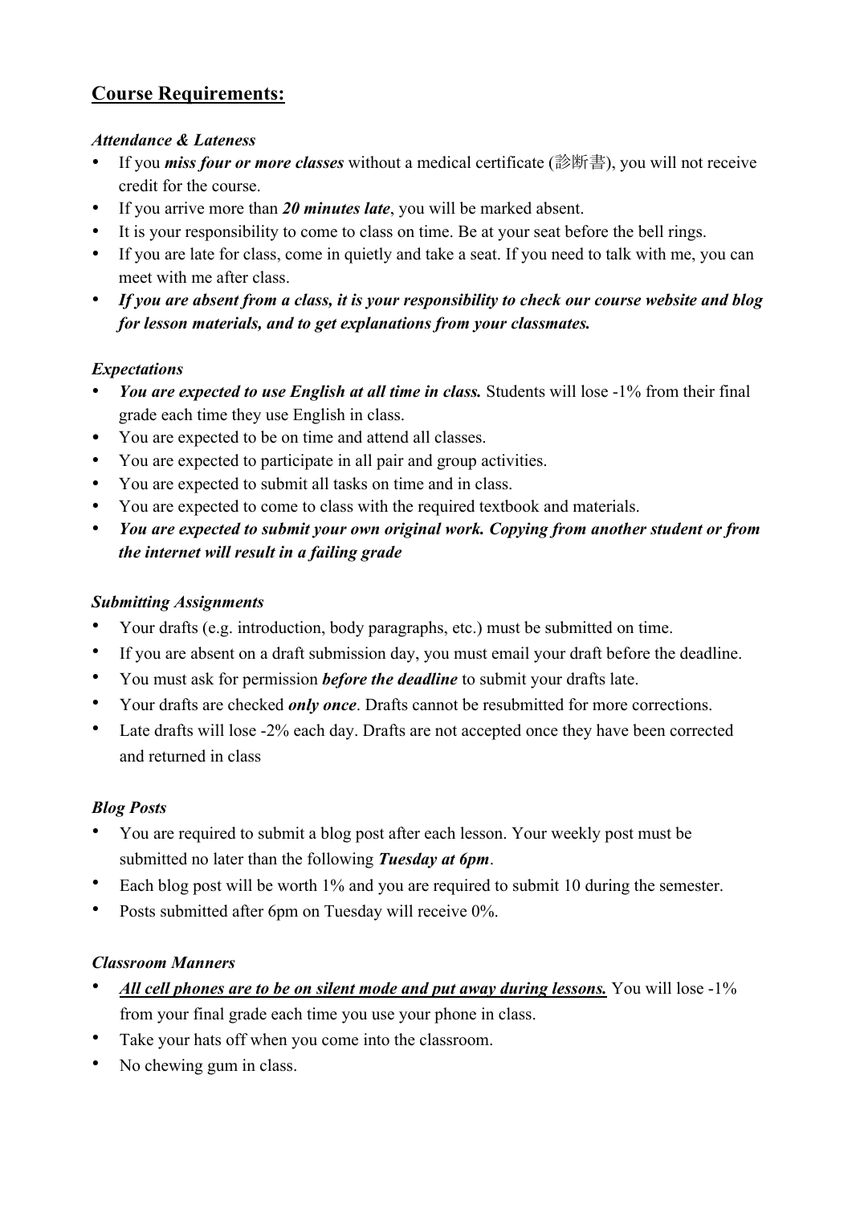## Course Requirements:

***Attendance & Lateness***

- If you ***miss four or more classes*** without a medical certificate (診断書), you will not receive credit for the course.
- If you arrive more than ***20 minutes late***, you will be marked absent.
- It is your responsibility to come to class on time. Be at your seat before the bell rings.
- If you are late for class, come in quietly and take a seat. If you need to talk with me, you can meet with me after class.
- ***If you are absent from a class, it is your responsibility to check our course website and blog for lesson materials, and to get explanations from your classmates.***

***Expectations***

- ***You are expected to use English at all time in class.*** Students will lose -1% from their final grade each time they use English in class.
- You are expected to be on time and attend all classes.
- You are expected to participate in all pair and group activities.
- You are expected to submit all tasks on time and in class.
- You are expected to come to class with the required textbook and materials.
- ***You are expected to submit your own original work. Copying from another student or from the internet will result in a failing grade***

***Submitting Assignments***

- Your drafts (e.g. introduction, body paragraphs, etc.) must be submitted on time.
- If you are absent on a draft submission day, you must email your draft before the deadline.
- You must ask for permission ***before the deadline*** to submit your drafts late.
- Your drafts are checked ***only once***. Drafts cannot be resubmitted for more corrections.
- Late drafts will lose -2% each day. Drafts are not accepted once they have been corrected and returned in class

***Blog Posts***

- You are required to submit a blog post after each lesson. Your weekly post must be submitted no later than the following ***Tuesday at 6pm***.
- Each blog post will be worth 1% and you are required to submit 10 during the semester.
- Posts submitted after 6pm on Tuesday will receive 0%.

***Classroom Manners***

- <u>***All cell phones are to be on silent mode and put away during lessons.***</u> You will lose -1% from your final grade each time you use your phone in class.
- Take your hats off when you come into the classroom.
- No chewing gum in class.